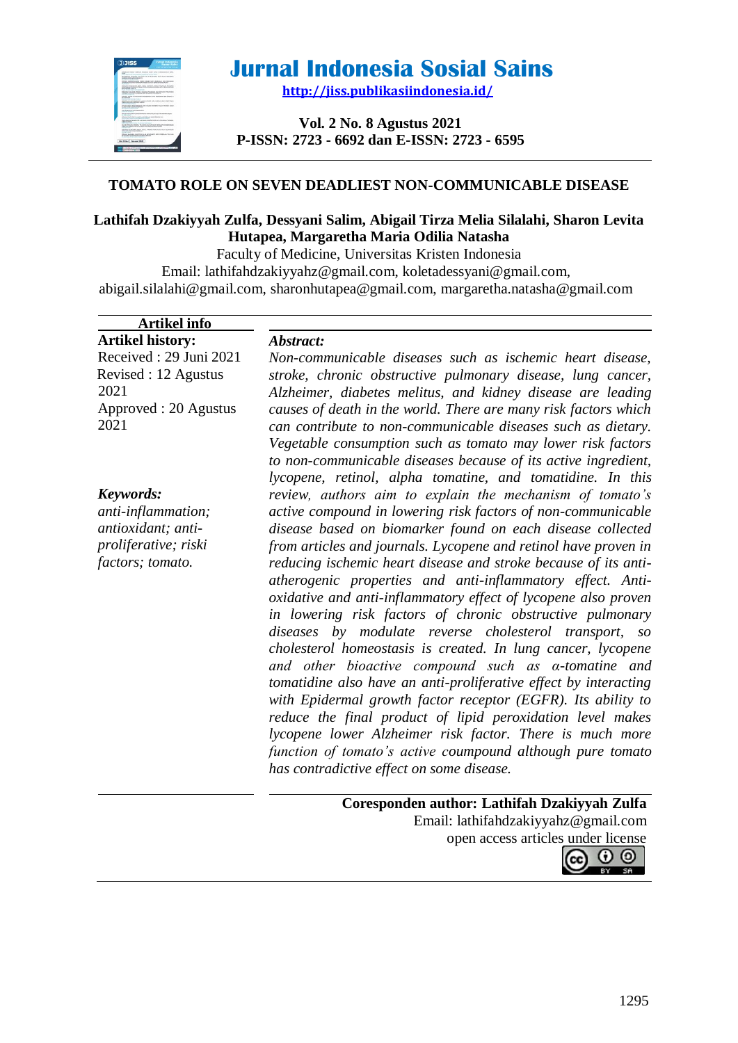# Jurnal Indonesia Sosial Sains

http://jiss.publikasiindonesia.id/

Vol. 2 No. 8 Agustus 2021

P-ISSN: 2723 - 6692 dan E-ISSN: 2723 - 6595

## TOMATO ROLE ON SEVEN DEADLIEST NON-COMMUNICABLE DISEASE

**Lathifah Dzakiyyah Zulfa, Dessyani Salim, Abigail Tirza Melia Silalahi, Sharon Levita Hutapea, Margaretha Maria Odilia Natasha**

Faculty of Medicine, Universitas Kristen Indonesia

Email: lathifahdzakiyyahz@gmail.com, koletadessyani@gmail.com, abigail.silalahi@gmail.com, sharonhutapea@gmail.com, margaretha.natasha@gmail.com

**Artikel info**

**Artikel history:**
Received : 29 Juni 2021
Revised : 12 Agustus 2021
Approved : 20 Agustus 2021

***Keywords:***
*anti-inflammation; antioxidant; anti-proliferative; riski factors; tomato.*

***Abstract:***
*Non-communicable diseases such as ischemic heart disease, stroke, chronic obstructive pulmonary disease, lung cancer, Alzheimer, diabetes melitus, and kidney disease are leading causes of death in the world. There are many risk factors which can contribute to non-communicable diseases such as dietary. Vegetable consumption such as tomato may lower risk factors to non-communicable diseases because of its active ingredient, lycopene, retinol, alpha tomatine, and tomatidine. In this review, authors aim to explain the mechanism of tomato's active compound in lowering risk factors of non-communicable disease based on biomarker found on each disease collected from articles and journals. Lycopene and retinol have proven in reducing ischemic heart disease and stroke because of its anti-atherogenic properties and anti-inflammatory effect. Anti-oxidative and anti-inflammatory effect of lycopene also proven in lowering risk factors of chronic obstructive pulmonary diseases by modulate reverse cholesterol transport, so cholesterol homeostasis is created. In lung cancer, lycopene and other bioactive compound such as α-tomatine and tomatidine also have an anti-proliferative effect by interacting with Epidermal growth factor receptor (EGFR). Its ability to reduce the final product of lipid peroxidation level makes lycopene lower Alzheimer risk factor. There is much more function of tomato's active coumpound although pure tomato has contradictive effect on some disease.*

**Coresponden author: Lathifah Dzakiyyah Zulfa**
Email: lathifahdzakiyyahz@gmail.com
open access articles under license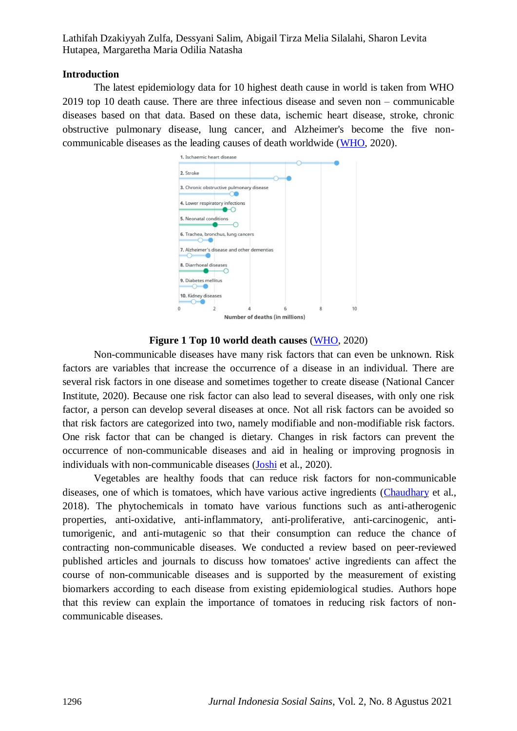## Introduction

The latest epidemiology data for 10 highest death cause in world is taken from WHO 2019 top 10 death cause. There are three infectious disease and seven non – communicable diseases based on that data. Based on these data, ischemic heart disease, stroke, chronic obstructive pulmonary disease, lung cancer, and Alzheimer's become the five non-communicable diseases as the leading causes of death worldwide (WHO, 2020).

**Figure 1 Top 10 world death causes** (WHO, 2020)

Non-communicable diseases have many risk factors that can even be unknown. Risk factors are variables that increase the occurrence of a disease in an individual. There are several risk factors in one disease and sometimes together to create disease (National Cancer Institute, 2020). Because one risk factor can also lead to several diseases, with only one risk factor, a person can develop several diseases at once. Not all risk factors can be avoided so that risk factors are categorized into two, namely modifiable and non-modifiable risk factors. One risk factor that can be changed is dietary. Changes in risk factors can prevent the occurrence of non-communicable diseases and aid in healing or improving prognosis in individuals with non-communicable diseases (Joshi et al., 2020).

Vegetables are healthy foods that can reduce risk factors for non-communicable diseases, one of which is tomatoes, which have various active ingredients (Chaudhary et al., 2018). The phytochemicals in tomato have various functions such as anti-atherogenic properties, anti-oxidative, anti-inflammatory, anti-proliferative, anti-carcinogenic, anti-tumorigenic, and anti-mutagenic so that their consumption can reduce the chance of contracting non-communicable diseases. We conducted a review based on peer-reviewed published articles and journals to discuss how tomatoes' active ingredients can affect the course of non-communicable diseases and is supported by the measurement of existing biomarkers according to each disease from existing epidemiological studies. Authors hope that this review can explain the importance of tomatoes in reducing risk factors of non-communicable diseases.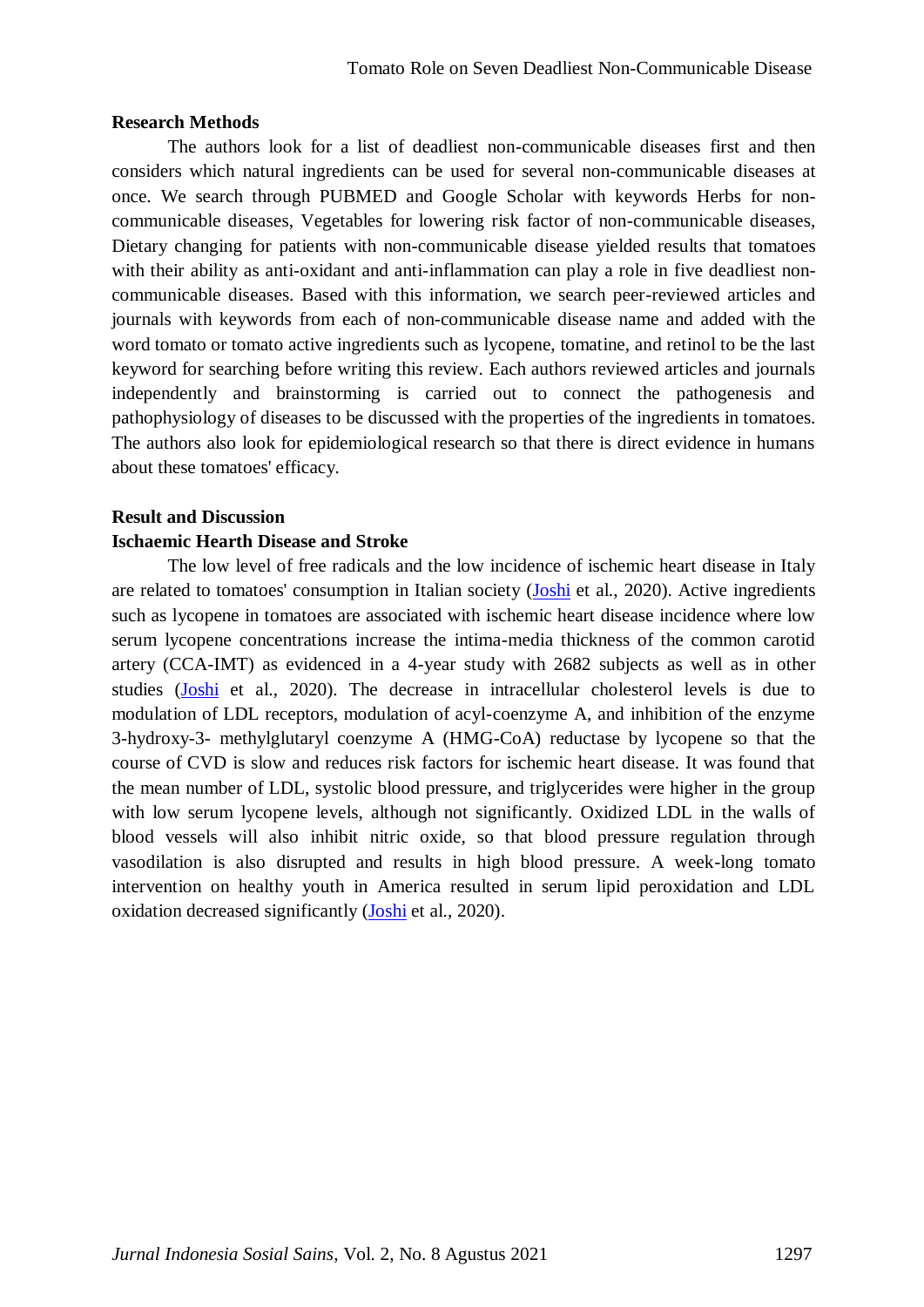**Research Methods**

The authors look for a list of deadliest non-communicable diseases first and then considers which natural ingredients can be used for several non-communicable diseases at once. We search through PUBMED and Google Scholar with keywords Herbs for non-communicable diseases, Vegetables for lowering risk factor of non-communicable diseases, Dietary changing for patients with non-communicable disease yielded results that tomatoes with their ability as anti-oxidant and anti-inflammation can play a role in five deadliest non-communicable diseases. Based with this information, we search peer-reviewed articles and journals with keywords from each of non-communicable disease name and added with the word tomato or tomato active ingredients such as lycopene, tomatine, and retinol to be the last keyword for searching before writing this review. Each authors reviewed articles and journals independently and brainstorming is carried out to connect the pathogenesis and pathophysiology of diseases to be discussed with the properties of the ingredients in tomatoes. The authors also look for epidemiological research so that there is direct evidence in humans about these tomatoes' efficacy.

**Result and Discussion**

**Ischaemic Hearth Disease and Stroke**

The low level of free radicals and the low incidence of ischemic heart disease in Italy are related to tomatoes' consumption in Italian society (Joshi et al., 2020). Active ingredients such as lycopene in tomatoes are associated with ischemic heart disease incidence where low serum lycopene concentrations increase the intima-media thickness of the common carotid artery (CCA-IMT) as evidenced in a 4-year study with 2682 subjects as well as in other studies (Joshi et al., 2020). The decrease in intracellular cholesterol levels is due to modulation of LDL receptors, modulation of acyl-coenzyme A, and inhibition of the enzyme 3-hydroxy-3- methylglutaryl coenzyme A (HMG-CoA) reductase by lycopene so that the course of CVD is slow and reduces risk factors for ischemic heart disease. It was found that the mean number of LDL, systolic blood pressure, and triglycerides were higher in the group with low serum lycopene levels, although not significantly. Oxidized LDL in the walls of blood vessels will also inhibit nitric oxide, so that blood pressure regulation through vasodilation is also disrupted and results in high blood pressure. A week-long tomato intervention on healthy youth in America resulted in serum lipid peroxidation and LDL oxidation decreased significantly (Joshi et al., 2020).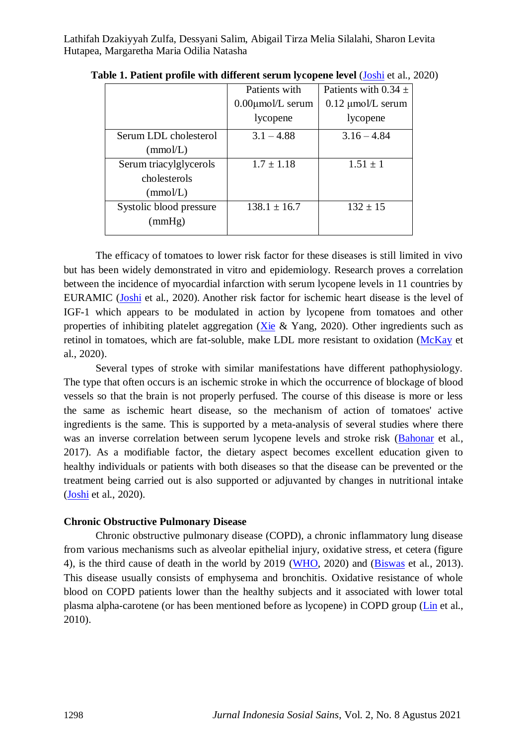**Table 1. Patient profile with different serum lycopene level** (Joshi et al., 2020)

| | Patients with 0.00µmol/L serum lycopene | Patients with 0.34 ± 0.12 µmol/L serum lycopene |
|---|---|---|
| Serum LDL cholesterol (mmol/L) | 3.1 – 4.88 | 3.16 – 4.84 |
| Serum triacylglycerols cholesterols (mmol/L) | 1.7 ± 1.18 | 1.51 ± 1 |
| Systolic blood pressure (mmHg) | 138.1 ± 16.7 | 132 ± 15 |

The efficacy of tomatoes to lower risk factor for these diseases is still limited in vivo but has been widely demonstrated in vitro and epidemiology. Research proves a correlation between the incidence of myocardial infarction with serum lycopene levels in 11 countries by EURAMIC (Joshi et al., 2020). Another risk factor for ischemic heart disease is the level of IGF-1 which appears to be modulated in action by lycopene from tomatoes and other properties of inhibiting platelet aggregation (Xie & Yang, 2020). Other ingredients such as retinol in tomatoes, which are fat-soluble, make LDL more resistant to oxidation (McKay et al., 2020).

Several types of stroke with similar manifestations have different pathophysiology. The type that often occurs is an ischemic stroke in which the occurrence of blockage of blood vessels so that the brain is not properly perfused. The course of this disease is more or less the same as ischemic heart disease, so the mechanism of action of tomatoes' active ingredients is the same. This is supported by a meta-analysis of several studies where there was an inverse correlation between serum lycopene levels and stroke risk (Bahonar et al., 2017). As a modifiable factor, the dietary aspect becomes excellent education given to healthy individuals or patients with both diseases so that the disease can be prevented or the treatment being carried out is also supported or adjuvanted by changes in nutritional intake (Joshi et al., 2020).

**Chronic Obstructive Pulmonary Disease**

Chronic obstructive pulmonary disease (COPD), a chronic inflammatory lung disease from various mechanisms such as alveolar epithelial injury, oxidative stress, et cetera (figure 4), is the third cause of death in the world by 2019 (WHO, 2020) and (Biswas et al., 2013). This disease usually consists of emphysema and bronchitis. Oxidative resistance of whole blood on COPD patients lower than the healthy subjects and it associated with lower total plasma alpha-carotene (or has been mentioned before as lycopene) in COPD group (Lin et al., 2010).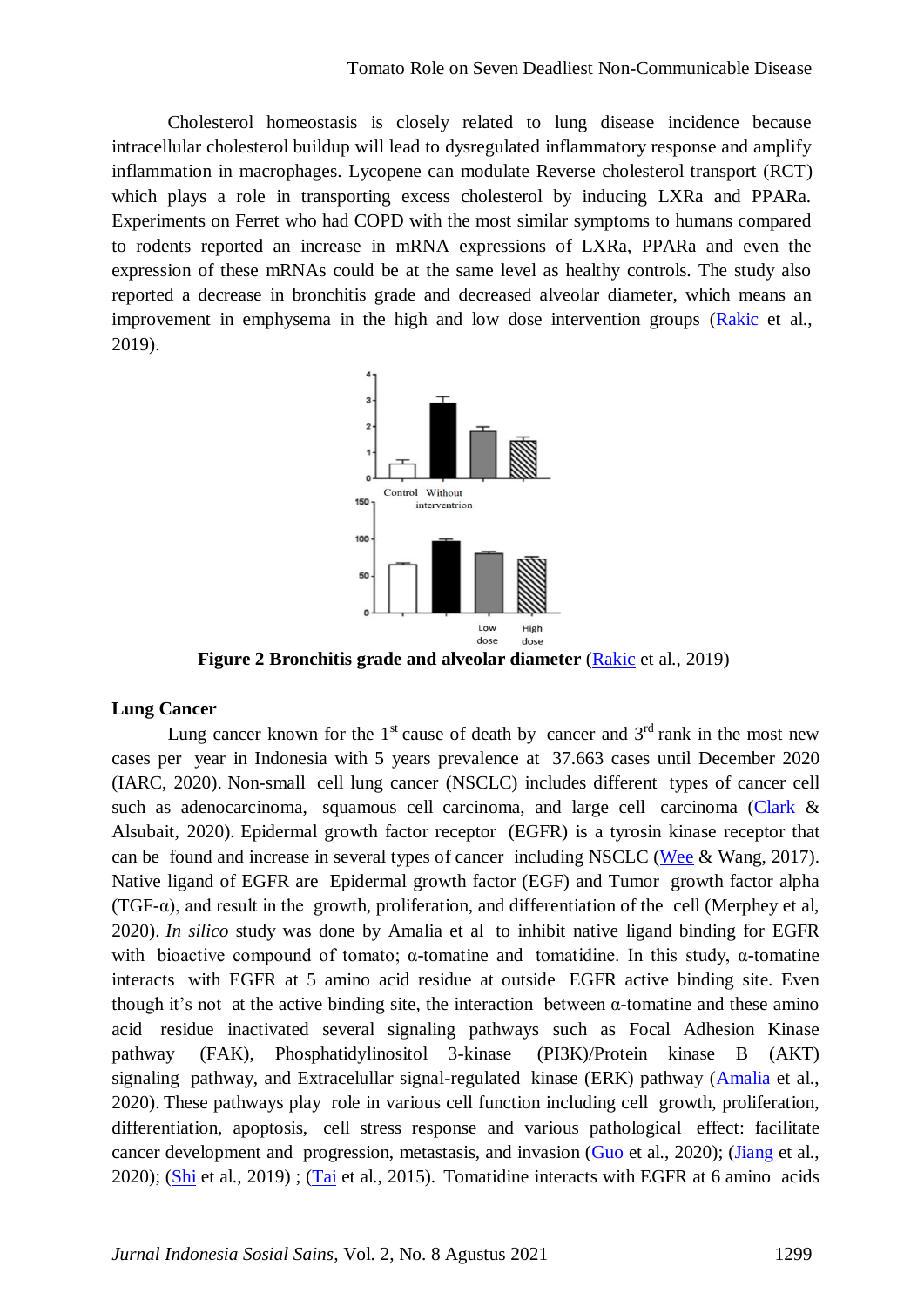Cholesterol homeostasis is closely related to lung disease incidence because intracellular cholesterol buildup will lead to dysregulated inflammatory response and amplify inflammation in macrophages. Lycopene can modulate Reverse cholesterol transport (RCT) which plays a role in transporting excess cholesterol by inducing LXRa and PPARa. Experiments on Ferret who had COPD with the most similar symptoms to humans compared to rodents reported an increase in mRNA expressions of LXRa, PPARa and even the expression of these mRNAs could be at the same level as healthy controls. The study also reported a decrease in bronchitis grade and decreased alveolar diameter, which means an improvement in emphysema in the high and low dose intervention groups (Rakic et al., 2019).

**Figure 2 Bronchitis grade and alveolar diameter** (Rakic et al., 2019)

**Lung Cancer**

Lung cancer known for the 1st cause of death by cancer and 3rd rank in the most new cases per year in Indonesia with 5 years prevalence at 37.663 cases until December 2020 (IARC, 2020). Non-small cell lung cancer (NSCLC) includes different types of cancer cell such as adenocarcinoma, squamous cell carcinoma, and large cell carcinoma (Clark & Alsubait, 2020). Epidermal growth factor receptor (EGFR) is a tyrosin kinase receptor that can be found and increase in several types of cancer including NSCLC (Wee & Wang, 2017). Native ligand of EGFR are Epidermal growth factor (EGF) and Tumor growth factor alpha (TGF-α), and result in the growth, proliferation, and differentiation of the cell (Merphey et al, 2020). *In silico* study was done by Amalia et al to inhibit native ligand binding for EGFR with bioactive compound of tomato; α-tomatine and tomatidine. In this study, α-tomatine interacts with EGFR at 5 amino acid residue at outside EGFR active binding site. Even though it's not at the active binding site, the interaction between α-tomatine and these amino acid residue inactivated several signaling pathways such as Focal Adhesion Kinase pathway (FAK), Phosphatidylinositol 3-kinase (PI3K)/Protein kinase B (AKT) signaling pathway, and Extracelullar signal-regulated kinase (ERK) pathway (Amalia et al., 2020). These pathways play role in various cell function including cell growth, proliferation, differentiation, apoptosis, cell stress response and various pathological effect: facilitate cancer development and progression, metastasis, and invasion (Guo et al., 2020); (Jiang et al., 2020); (Shi et al., 2019) ; (Tai et al., 2015). Tomatidine interacts with EGFR at 6 amino acids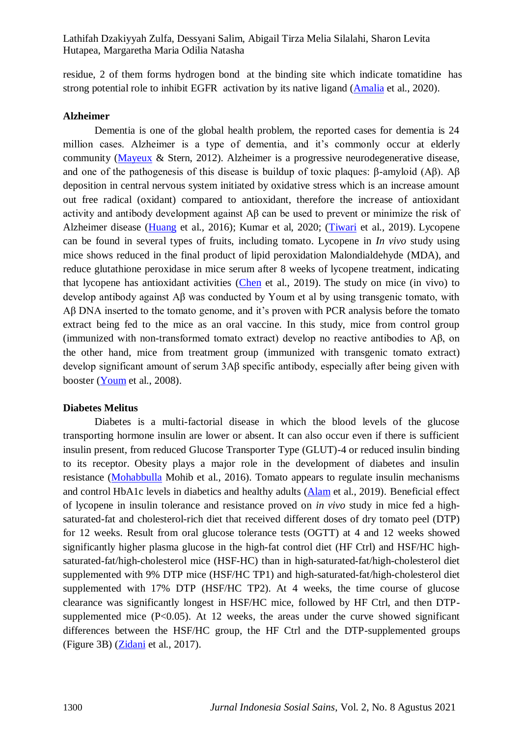residue, 2 of them forms hydrogen bond at the binding site which indicate tomatidine has strong potential role to inhibit EGFR activation by its native ligand (Amalia et al., 2020).

**Alzheimer**

Dementia is one of the global health problem, the reported cases for dementia is 24 million cases. Alzheimer is a type of dementia, and it's commonly occur at elderly community (Mayeux & Stern, 2012). Alzheimer is a progressive neurodegenerative disease, and one of the pathogenesis of this disease is buildup of toxic plaques: β-amyloid (Aβ). Aβ deposition in central nervous system initiated by oxidative stress which is an increase amount out free radical (oxidant) compared to antioxidant, therefore the increase of antioxidant activity and antibody development against Aβ can be used to prevent or minimize the risk of Alzheimer disease (Huang et al., 2016); Kumar et al, 2020; (Tiwari et al., 2019). Lycopene can be found in several types of fruits, including tomato. Lycopene in *In vivo* study using mice shows reduced in the final product of lipid peroxidation Malondialdehyde (MDA), and reduce glutathione peroxidase in mice serum after 8 weeks of lycopene treatment, indicating that lycopene has antioxidant activities (Chen et al., 2019). The study on mice (in vivo) to develop antibody against Aβ was conducted by Youm et al by using transgenic tomato, with Aβ DNA inserted to the tomato genome, and it's proven with PCR analysis before the tomato extract being fed to the mice as an oral vaccine. In this study, mice from control group (immunized with non-transformed tomato extract) develop no reactive antibodies to Aβ, on the other hand, mice from treatment group (immunized with transgenic tomato extract) develop significant amount of serum 3Aβ specific antibody, especially after being given with booster (Youm et al., 2008).

**Diabetes Melitus**

Diabetes is a multi-factorial disease in which the blood levels of the glucose transporting hormone insulin are lower or absent. It can also occur even if there is sufficient insulin present, from reduced Glucose Transporter Type (GLUT)-4 or reduced insulin binding to its receptor. Obesity plays a major role in the development of diabetes and insulin resistance (Mohabbulla Mohib et al., 2016). Tomato appears to regulate insulin mechanisms and control HbA1c levels in diabetics and healthy adults (Alam et al., 2019). Beneficial effect of lycopene in insulin tolerance and resistance proved on *in vivo* study in mice fed a high-saturated-fat and cholesterol-rich diet that received different doses of dry tomato peel (DTP) for 12 weeks. Result from oral glucose tolerance tests (OGTT) at 4 and 12 weeks showed significantly higher plasma glucose in the high-fat control diet (HF Ctrl) and HSF/HC high-saturated-fat/high-cholesterol mice (HSF-HC) than in high-saturated-fat/high-cholesterol diet supplemented with 9% DTP mice (HSF/HC TP1) and high-saturated-fat/high-cholesterol diet supplemented with 17% DTP (HSF/HC TP2). At 4 weeks, the time course of glucose clearance was significantly longest in HSF/HC mice, followed by HF Ctrl, and then DTP-supplemented mice ($P<0.05$). At 12 weeks, the areas under the curve showed significant differences between the HSF/HC group, the HF Ctrl and the DTP-supplemented groups (Figure 3B) (Zidani et al., 2017).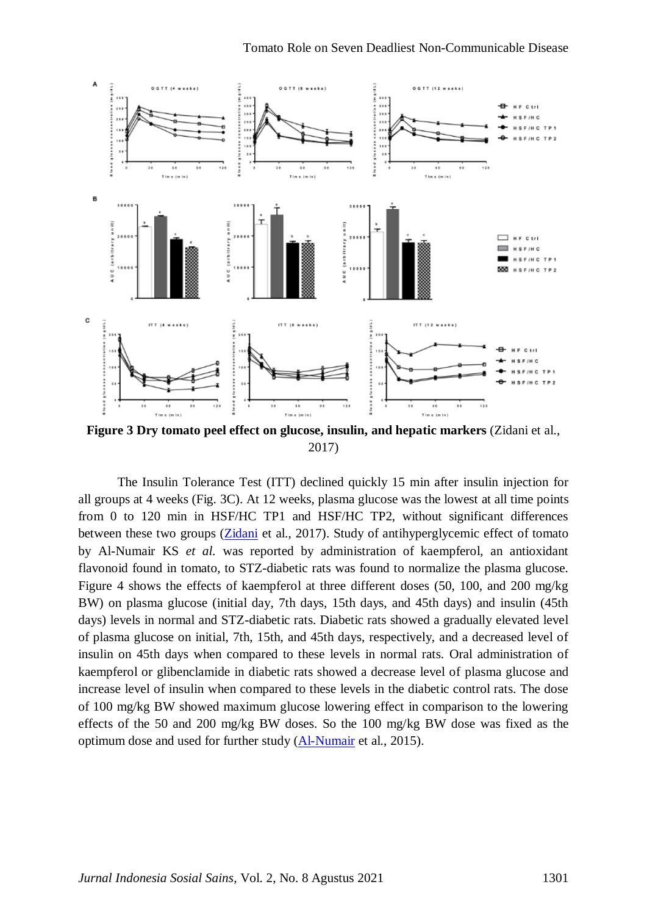**Figure 3 Dry tomato peel effect on glucose, insulin, and hepatic markers** (Zidani et al., 2017)

The Insulin Tolerance Test (ITT) declined quickly 15 min after insulin injection for all groups at 4 weeks (Fig. 3C). At 12 weeks, plasma glucose was the lowest at all time points from 0 to 120 min in HSF/HC TP1 and HSF/HC TP2, without significant differences between these two groups (Zidani et al., 2017). Study of antihyperglycemic effect of tomato by Al-Numair KS *et al.* was reported by administration of kaempferol, an antioxidant flavonoid found in tomato, to STZ-diabetic rats was found to normalize the plasma glucose. Figure 4 shows the effects of kaempferol at three different doses (50, 100, and 200 mg/kg BW) on plasma glucose (initial day, 7th days, 15th days, and 45th days) and insulin (45th days) levels in normal and STZ-diabetic rats. Diabetic rats showed a gradually elevated level of plasma glucose on initial, 7th, 15th, and 45th days, respectively, and a decreased level of insulin on 45th days when compared to these levels in normal rats. Oral administration of kaempferol or glibenclamide in diabetic rats showed a decrease level of plasma glucose and increase level of insulin when compared to these levels in the diabetic control rats. The dose of 100 mg/kg BW showed maximum glucose lowering effect in comparison to the lowering effects of the 50 and 200 mg/kg BW doses. So the 100 mg/kg BW dose was fixed as the optimum dose and used for further study (Al-Numair et al., 2015).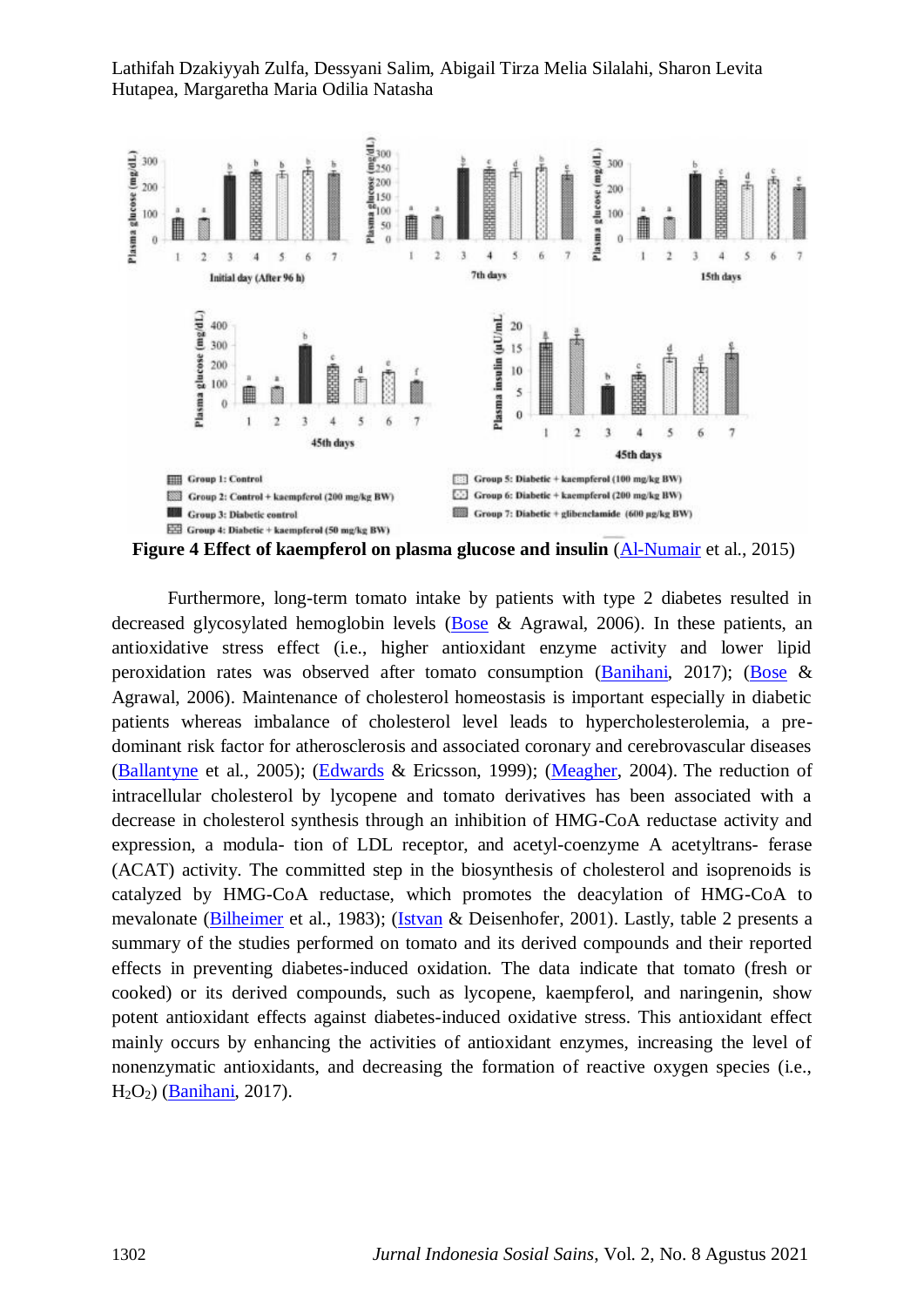**Figure 4 Effect of kaempferol on plasma glucose and insulin** (Al-Numair et al., 2015)

Furthermore, long-term tomato intake by patients with type 2 diabetes resulted in decreased glycosylated hemoglobin levels (Bose & Agrawal, 2006). In these patients, an antioxidative stress effect (i.e., higher antioxidant enzyme activity and lower lipid peroxidation rates was observed after tomato consumption (Banihani, 2017); (Bose & Agrawal, 2006). Maintenance of cholesterol homeostasis is important especially in diabetic patients whereas imbalance of cholesterol level leads to hypercholesterolemia, a pre-dominant risk factor for atherosclerosis and associated coronary and cerebrovascular diseases (Ballantyne et al., 2005); (Edwards & Ericsson, 1999); (Meagher, 2004). The reduction of intracellular cholesterol by lycopene and tomato derivatives has been associated with a decrease in cholesterol synthesis through an inhibition of HMG-CoA reductase activity and expression, a modula- tion of LDL receptor, and acetyl-coenzyme A acetyltrans- ferase (ACAT) activity. The committed step in the biosynthesis of cholesterol and isoprenoids is catalyzed by HMG-CoA reductase, which promotes the deacylation of HMG-CoA to mevalonate (Bilheimer et al., 1983); (Istvan & Deisenhofer, 2001). Lastly, table 2 presents a summary of the studies performed on tomato and its derived compounds and their reported effects in preventing diabetes-induced oxidation. The data indicate that tomato (fresh or cooked) or its derived compounds, such as lycopene, kaempferol, and naringenin, show potent antioxidant effects against diabetes-induced oxidative stress. This antioxidant effect mainly occurs by enhancing the activities of antioxidant enzymes, increasing the level of nonenzymatic antioxidants, and decreasing the formation of reactive oxygen species (i.e., $H_2O_2$) (Banihani, 2017).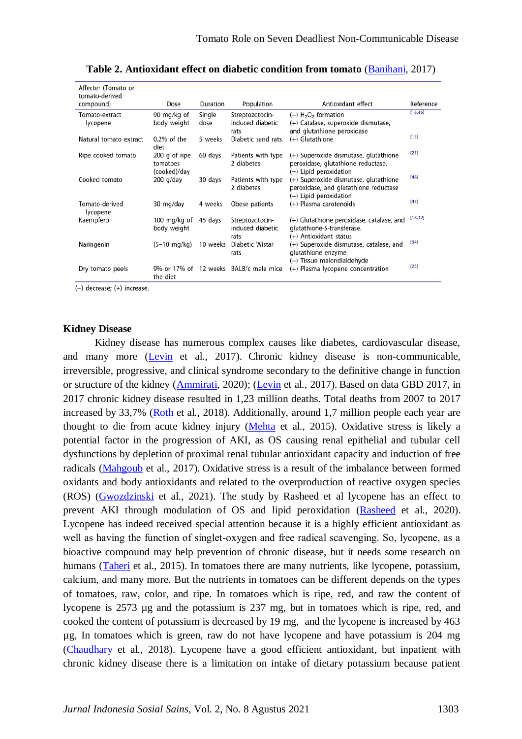**Table 2. Antioxidant effect on diabetic condition from tomato** (Banihani, 2017)

| Affecter (Tomato or tomato-derived compound) | Dose | Duration | Population | Antioxidant effect | Reference |
|---|---|---|---|---|---|
| Tomato-extract lycopene | 90 mg/kg of body weight | Single dose | Streptozotocin-induced diabetic rats | (−) $H_2O_2$ formation (+) Catalase, superoxide dismutase, and glutathione peroxidase | [16,45] |
| Natural tomato extract | 0.2% of the diet | 5 weeks | Diabetic sand rats | (+) Glutathione | [15] |
| Ripe cooked tomato | 200 g of ripe tomatoes (cooked)/day | 60 days | Patients with type 2 diabetes | (+) Superoxide dismutase, glutathione peroxidase, glutathione reductase. (−) Lipid peroxidation | [21] |
| Cooked tomato | 200 g/day | 30 days | Patients with type 2 diabetes | (+) Superoxide dismutase, glutathione peroxidase, and glutathione reductase (−) Lipid peroxidation | [46] |
| Tomato-derived lycopene | 30 mg/day | 4 weeks | Obese patients | (+) Plasma carotenoids | [47] |
| Kaempferol | 100 mg/kg of body weight | 45 days | Streptozotocin-induced diabetic rats | (+) Glutathione peroxidase, catalase, and glutathione-S-transferase. (+) Antioxidant status | [18,32] |
| Naringenin | (5–10 mg/kg) | 10 weeks | Diabetic Wistar rats | (+) Superoxide dismutase, catalase, and glutathione enzyme. (−) Tissue malondialdehyde | [34] |
| Dry tomato peels | 9% or 17% of the diet | 12 weeks | BALB/c male mice | (+) Plasma lycopene concentration | [23] |

(−) decrease; (+) increase.

**Kidney Disease**

Kidney disease has numerous complex causes like diabetes, cardiovascular disease, and many more (Levin et al., 2017). Chronic kidney disease is non-communicable, irreversible, progressive, and clinical syndrome secondary to the definitive change in function or structure of the kidney (Ammirati, 2020); (Levin et al., 2017). Based on data GBD 2017, in 2017 chronic kidney disease resulted in 1,23 million deaths. Total deaths from 2007 to 2017 increased by 33,7% (Roth et al., 2018). Additionally, around 1,7 million people each year are thought to die from acute kidney injury (Mehta et al., 2015). Oxidative stress is likely a potential factor in the progression of AKI, as OS causing renal epithelial and tubular cell dysfunctions by depletion of proximal renal tubular antioxidant capacity and induction of free radicals (Mahgoub et al., 2017). Oxidative stress is a result of the imbalance between formed oxidants and body antioxidants and related to the overproduction of reactive oxygen species (ROS) (Gwozdzinski et al., 2021). The study by Rasheed et al lycopene has an effect to prevent AKI through modulation of OS and lipid peroxidation (Rasheed et al., 2020). Lycopene has indeed received special attention because it is a highly efficient antioxidant as well as having the function of singlet-oxygen and free radical scavenging. So, lycopene, as a bioactive compound may help prevention of chronic disease, but it needs some research on humans (Taheri et al., 2015). In tomatoes there are many nutrients, like lycopene, potassium, calcium, and many more. But the nutrients in tomatoes can be different depends on the types of tomatoes, raw, color, and ripe. In tomatoes which is ripe, red, and raw the content of lycopene is 2573 µg and the potassium is 237 mg, but in tomatoes which is ripe, red, and cooked the content of potassium is decreased by 19 mg, and the lycopene is increased by 463 µg, In tomatoes which is green, raw do not have lycopene and have potassium is 204 mg (Chaudhary et al., 2018). Lycopene have a good efficient antioxidant, but inpatient with chronic kidney disease there is a limitation on intake of dietary potassium because patient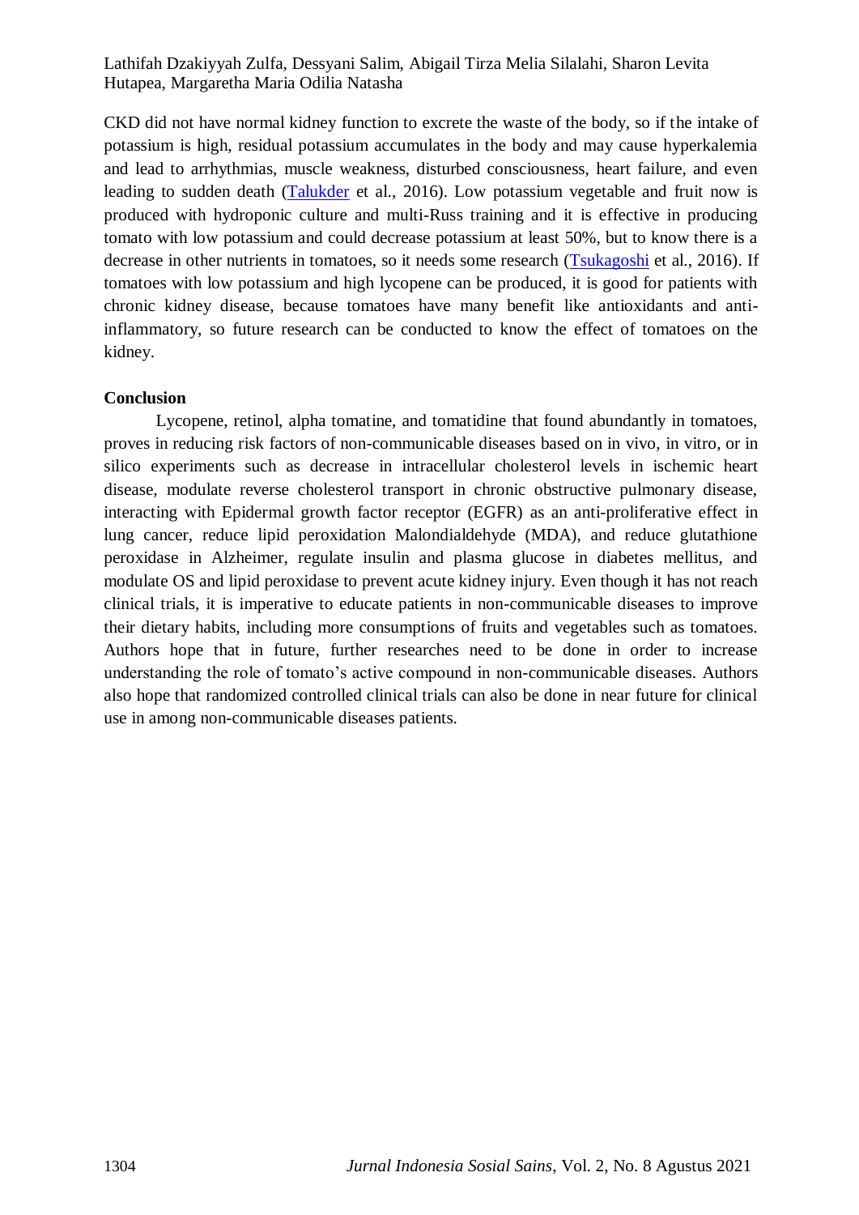CKD did not have normal kidney function to excrete the waste of the body, so if the intake of potassium is high, residual potassium accumulates in the body and may cause hyperkalemia and lead to arrhythmias, muscle weakness, disturbed consciousness, heart failure, and even leading to sudden death (Talukder et al., 2016). Low potassium vegetable and fruit now is produced with hydroponic culture and multi-Russ training and it is effective in producing tomato with low potassium and could decrease potassium at least 50%, but to know there is a decrease in other nutrients in tomatoes, so it needs some research (Tsukagoshi et al., 2016). If tomatoes with low potassium and high lycopene can be produced, it is good for patients with chronic kidney disease, because tomatoes have many benefit like antioxidants and anti-inflammatory, so future research can be conducted to know the effect of tomatoes on the kidney.

**Conclusion**

Lycopene, retinol, alpha tomatine, and tomatidine that found abundantly in tomatoes, proves in reducing risk factors of non-communicable diseases based on in vivo, in vitro, or in silico experiments such as decrease in intracellular cholesterol levels in ischemic heart disease, modulate reverse cholesterol transport in chronic obstructive pulmonary disease, interacting with Epidermal growth factor receptor (EGFR) as an anti-proliferative effect in lung cancer, reduce lipid peroxidation Malondialdehyde (MDA), and reduce glutathione peroxidase in Alzheimer, regulate insulin and plasma glucose in diabetes mellitus, and modulate OS and lipid peroxidase to prevent acute kidney injury. Even though it has not reach clinical trials, it is imperative to educate patients in non-communicable diseases to improve their dietary habits, including more consumptions of fruits and vegetables such as tomatoes. Authors hope that in future, further researches need to be done in order to increase understanding the role of tomato's active compound in non-communicable diseases. Authors also hope that randomized controlled clinical trials can also be done in near future for clinical use in among non-communicable diseases patients.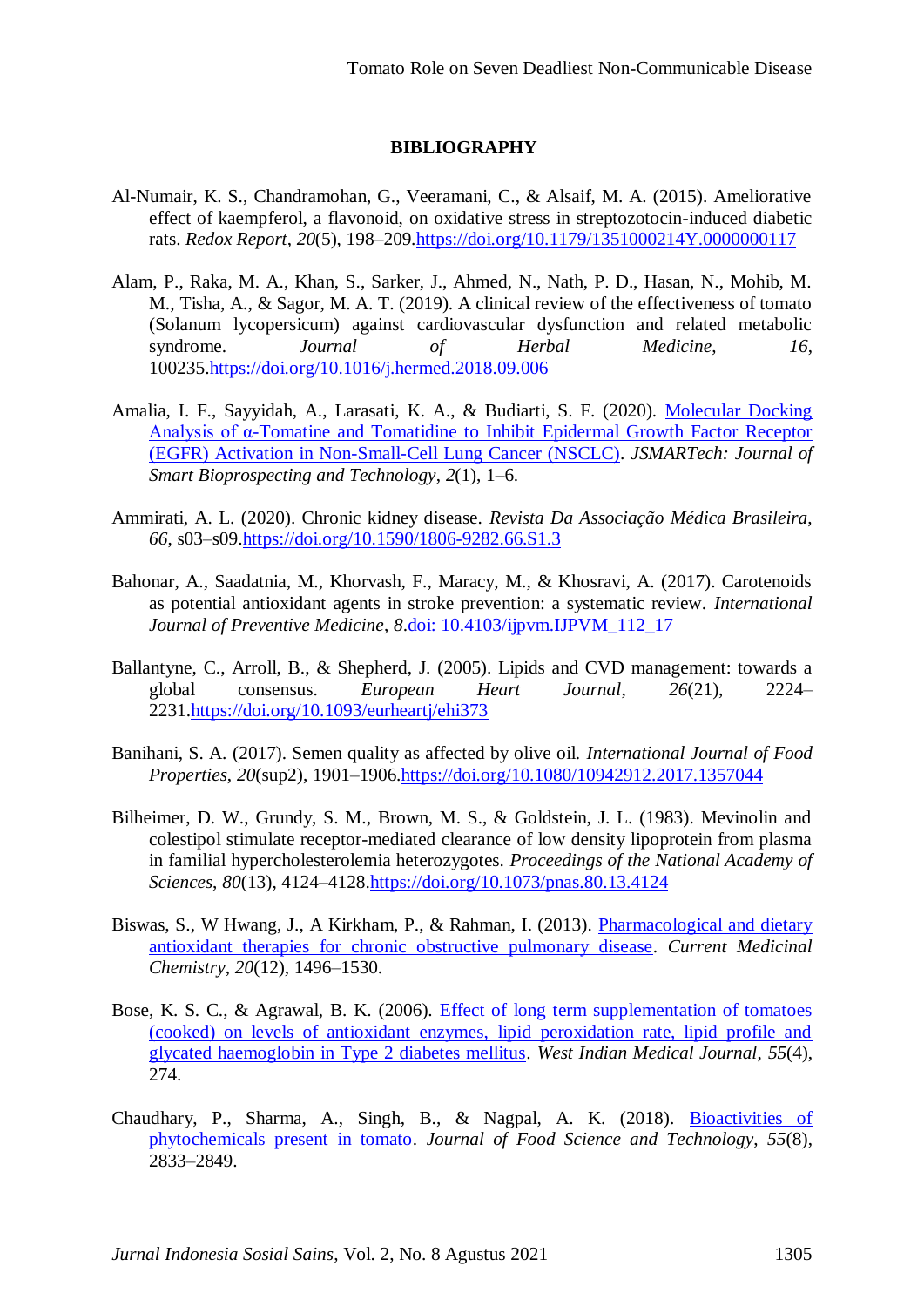## BIBLIOGRAPHY

Al-Numair, K. S., Chandramohan, G., Veeramani, C., & Alsaif, M. A. (2015). Ameliorative effect of kaempferol, a flavonoid, on oxidative stress in streptozotocin-induced diabetic rats. *Redox Report*, *20*(5), 198–209.https://doi.org/10.1179/1351000214Y.0000000117

Alam, P., Raka, M. A., Khan, S., Sarker, J., Ahmed, N., Nath, P. D., Hasan, N., Mohib, M. M., Tisha, A., & Sagor, M. A. T. (2019). A clinical review of the effectiveness of tomato (Solanum lycopersicum) against cardiovascular dysfunction and related metabolic syndrome. *Journal of Herbal Medicine*, *16*, 100235.https://doi.org/10.1016/j.hermed.2018.09.006

Amalia, I. F., Sayyidah, A., Larasati, K. A., & Budiarti, S. F. (2020). Molecular Docking Analysis of α-Tomatine and Tomatidine to Inhibit Epidermal Growth Factor Receptor (EGFR) Activation in Non-Small-Cell Lung Cancer (NSCLC). *JSMARTech: Journal of Smart Bioprospecting and Technology*, *2*(1), 1–6.

Ammirati, A. L. (2020). Chronic kidney disease. *Revista Da Associação Médica Brasileira*, *66*, s03–s09.https://doi.org/10.1590/1806-9282.66.S1.3

Bahonar, A., Saadatnia, M., Khorvash, F., Maracy, M., & Khosravi, A. (2017). Carotenoids as potential antioxidant agents in stroke prevention: a systematic review. *International Journal of Preventive Medicine*, *8*.doi: 10.4103/ijpvm.IJPVM_112_17

Ballantyne, C., Arroll, B., & Shepherd, J. (2005). Lipids and CVD management: towards a global consensus. *European Heart Journal*, *26*(21), 2224–2231.https://doi.org/10.1093/eurheartj/ehi373

Banihani, S. A. (2017). Semen quality as affected by olive oil. *International Journal of Food Properties*, *20*(sup2), 1901–1906.https://doi.org/10.1080/10942912.2017.1357044

Bilheimer, D. W., Grundy, S. M., Brown, M. S., & Goldstein, J. L. (1983). Mevinolin and colestipol stimulate receptor-mediated clearance of low density lipoprotein from plasma in familial hypercholesterolemia heterozygotes. *Proceedings of the National Academy of Sciences*, *80*(13), 4124–4128.https://doi.org/10.1073/pnas.80.13.4124

Biswas, S., W Hwang, J., A Kirkham, P., & Rahman, I. (2013). Pharmacological and dietary antioxidant therapies for chronic obstructive pulmonary disease. *Current Medicinal Chemistry*, *20*(12), 1496–1530.

Bose, K. S. C., & Agrawal, B. K. (2006). Effect of long term supplementation of tomatoes (cooked) on levels of antioxidant enzymes, lipid peroxidation rate, lipid profile and glycated haemoglobin in Type 2 diabetes mellitus. *West Indian Medical Journal*, *55*(4), 274.

Chaudhary, P., Sharma, A., Singh, B., & Nagpal, A. K. (2018). Bioactivities of phytochemicals present in tomato. *Journal of Food Science and Technology*, *55*(8), 2833–2849.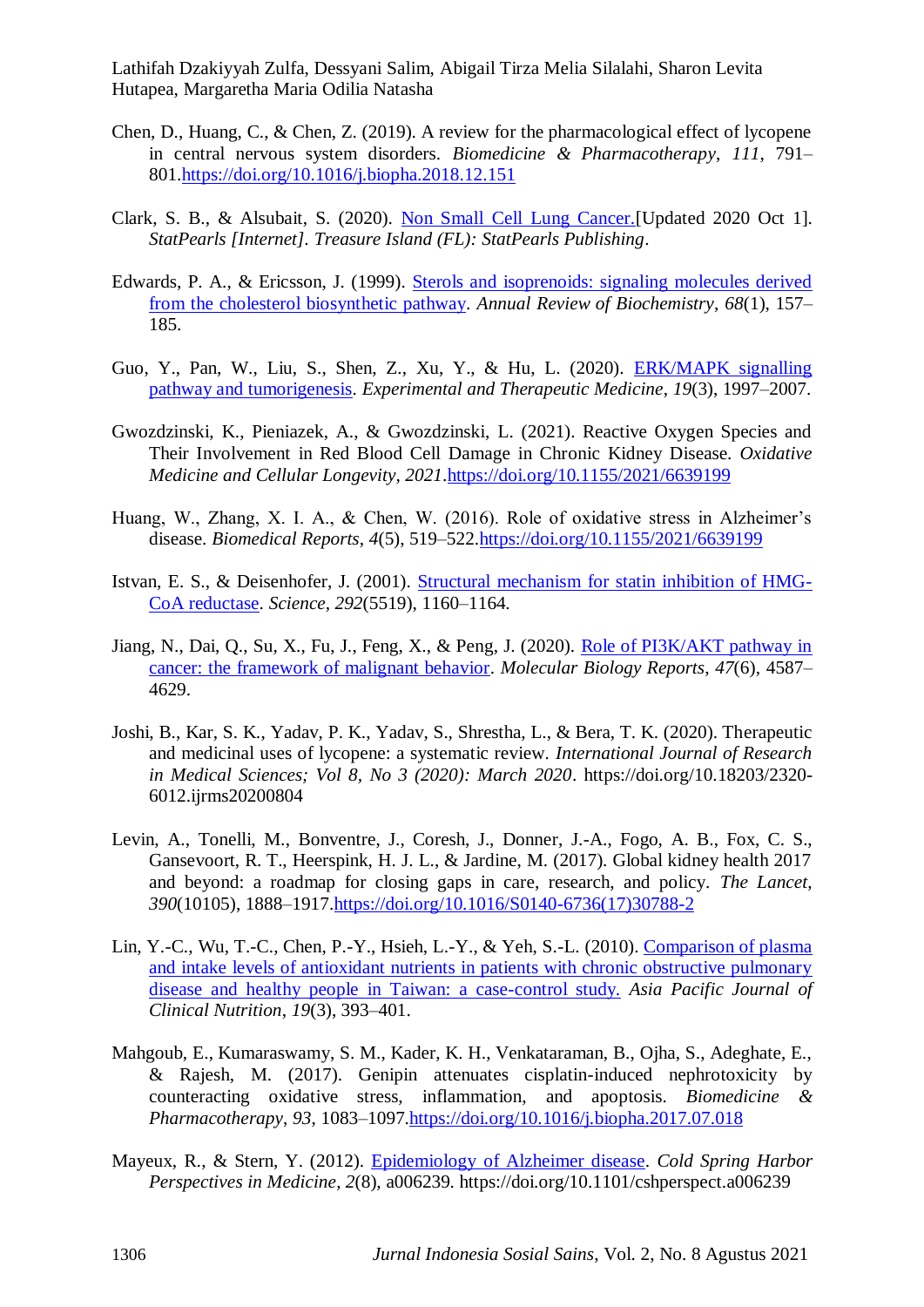Chen, D., Huang, C., & Chen, Z. (2019). A review for the pharmacological effect of lycopene in central nervous system disorders. *Biomedicine & Pharmacotherapy*, *111*, 791–801.https://doi.org/10.1016/j.biopha.2018.12.151

Clark, S. B., & Alsubait, S. (2020). Non Small Cell Lung Cancer.[Updated 2020 Oct 1]. *StatPearls [Internet]. Treasure Island (FL): StatPearls Publishing*.

Edwards, P. A., & Ericsson, J. (1999). Sterols and isoprenoids: signaling molecules derived from the cholesterol biosynthetic pathway. *Annual Review of Biochemistry*, *68*(1), 157–185.

Guo, Y., Pan, W., Liu, S., Shen, Z., Xu, Y., & Hu, L. (2020). ERK/MAPK signalling pathway and tumorigenesis. *Experimental and Therapeutic Medicine*, *19*(3), 1997–2007.

Gwozdzinski, K., Pieniazek, A., & Gwozdzinski, L. (2021). Reactive Oxygen Species and Their Involvement in Red Blood Cell Damage in Chronic Kidney Disease. *Oxidative Medicine and Cellular Longevity*, *2021*.https://doi.org/10.1155/2021/6639199

Huang, W., Zhang, X. I. A., & Chen, W. (2016). Role of oxidative stress in Alzheimer's disease. *Biomedical Reports*, *4*(5), 519–522.https://doi.org/10.1155/2021/6639199

Istvan, E. S., & Deisenhofer, J. (2001). Structural mechanism for statin inhibition of HMG-CoA reductase. *Science*, *292*(5519), 1160–1164.

Jiang, N., Dai, Q., Su, X., Fu, J., Feng, X., & Peng, J. (2020). Role of PI3K/AKT pathway in cancer: the framework of malignant behavior. *Molecular Biology Reports*, *47*(6), 4587–4629.

Joshi, B., Kar, S. K., Yadav, P. K., Yadav, S., Shrestha, L., & Bera, T. K. (2020). Therapeutic and medicinal uses of lycopene: a systematic review. *International Journal of Research in Medical Sciences; Vol 8, No 3 (2020): March 2020*. https://doi.org/10.18203/2320-6012.ijrms20200804

Levin, A., Tonelli, M., Bonventre, J., Coresh, J., Donner, J.-A., Fogo, A. B., Fox, C. S., Gansevoort, R. T., Heerspink, H. J. L., & Jardine, M. (2017). Global kidney health 2017 and beyond: a roadmap for closing gaps in care, research, and policy. *The Lancet*, *390*(10105), 1888–1917.https://doi.org/10.1016/S0140-6736(17)30788-2

Lin, Y.-C., Wu, T.-C., Chen, P.-Y., Hsieh, L.-Y., & Yeh, S.-L. (2010). Comparison of plasma and intake levels of antioxidant nutrients in patients with chronic obstructive pulmonary disease and healthy people in Taiwan: a case-control study. *Asia Pacific Journal of Clinical Nutrition*, *19*(3), 393–401.

Mahgoub, E., Kumaraswamy, S. M., Kader, K. H., Venkataraman, B., Ojha, S., Adeghate, E., & Rajesh, M. (2017). Genipin attenuates cisplatin-induced nephrotoxicity by counteracting oxidative stress, inflammation, and apoptosis. *Biomedicine & Pharmacotherapy*, *93*, 1083–1097.https://doi.org/10.1016/j.biopha.2017.07.018

Mayeux, R., & Stern, Y. (2012). Epidemiology of Alzheimer disease. *Cold Spring Harbor Perspectives in Medicine*, *2*(8), a006239. https://doi.org/10.1101/cshperspect.a006239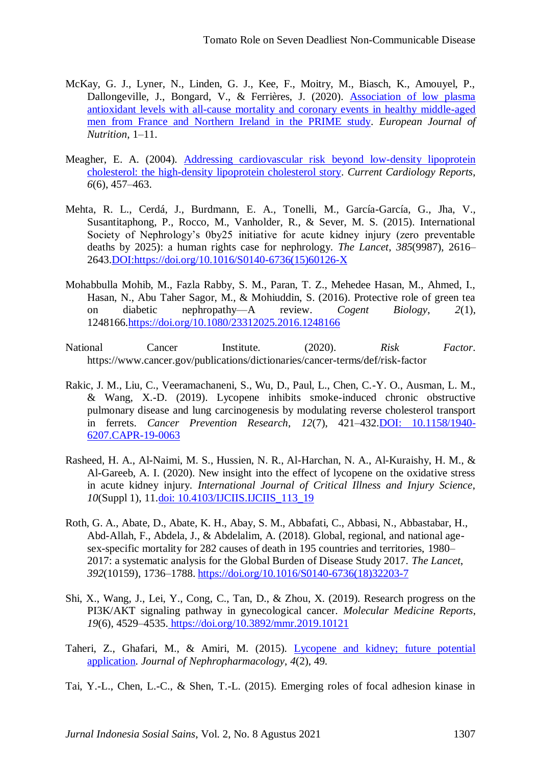McKay, G. J., Lyner, N., Linden, G. J., Kee, F., Moitry, M., Biasch, K., Amouyel, P., Dallongeville, J., Bongard, V., & Ferrières, J. (2020). Association of low plasma antioxidant levels with all-cause mortality and coronary events in healthy middle-aged men from France and Northern Ireland in the PRIME study. *European Journal of Nutrition*, 1–11.

Meagher, E. A. (2004). Addressing cardiovascular risk beyond low-density lipoprotein cholesterol: the high-density lipoprotein cholesterol story. *Current Cardiology Reports*, *6*(6), 457–463.

Mehta, R. L., Cerdá, J., Burdmann, E. A., Tonelli, M., García-García, G., Jha, V., Susantitaphong, P., Rocco, M., Vanholder, R., & Sever, M. S. (2015). International Society of Nephrology's 0by25 initiative for acute kidney injury (zero preventable deaths by 2025): a human rights case for nephrology. *The Lancet*, *385*(9987), 2616–2643.DOI:https://doi.org/10.1016/S0140-6736(15)60126-X

Mohabbulla Mohib, M., Fazla Rabby, S. M., Paran, T. Z., Mehedee Hasan, M., Ahmed, I., Hasan, N., Abu Taher Sagor, M., & Mohiuddin, S. (2016). Protective role of green tea on diabetic nephropathy—A review. *Cogent Biology*, *2*(1), 1248166.https://doi.org/10.1080/23312025.2016.1248166

National Cancer Institute. (2020). *Risk Factor*. https://www.cancer.gov/publications/dictionaries/cancer-terms/def/risk-factor

Rakic, J. M., Liu, C., Veeramachaneni, S., Wu, D., Paul, L., Chen, C.-Y. O., Ausman, L. M., & Wang, X.-D. (2019). Lycopene inhibits smoke-induced chronic obstructive pulmonary disease and lung carcinogenesis by modulating reverse cholesterol transport in ferrets. *Cancer Prevention Research*, *12*(7), 421–432.DOI: 10.1158/1940-6207.CAPR-19-0063

Rasheed, H. A., Al-Naimi, M. S., Hussien, N. R., Al-Harchan, N. A., Al-Kuraishy, H. M., & Al-Gareeb, A. I. (2020). New insight into the effect of lycopene on the oxidative stress in acute kidney injury. *International Journal of Critical Illness and Injury Science*, *10*(Suppl 1), 11.doi: 10.4103/IJCIIS.IJCIIS_113_19

Roth, G. A., Abate, D., Abate, K. H., Abay, S. M., Abbafati, C., Abbasi, N., Abbastabar, H., Abd-Allah, F., Abdela, J., & Abdelalim, A. (2018). Global, regional, and national age-sex-specific mortality for 282 causes of death in 195 countries and territories, 1980–2017: a systematic analysis for the Global Burden of Disease Study 2017. *The Lancet*, *392*(10159), 1736–1788. https://doi.org/10.1016/S0140-6736(18)32203-7

Shi, X., Wang, J., Lei, Y., Cong, C., Tan, D., & Zhou, X. (2019). Research progress on the PI3K/AKT signaling pathway in gynecological cancer. *Molecular Medicine Reports*, *19*(6), 4529–4535. https://doi.org/10.3892/mmr.2019.10121

Taheri, Z., Ghafari, M., & Amiri, M. (2015). Lycopene and kidney; future potential application. *Journal of Nephropharmacology*, *4*(2), 49.

Tai, Y.-L., Chen, L.-C., & Shen, T.-L. (2015). Emerging roles of focal adhesion kinase in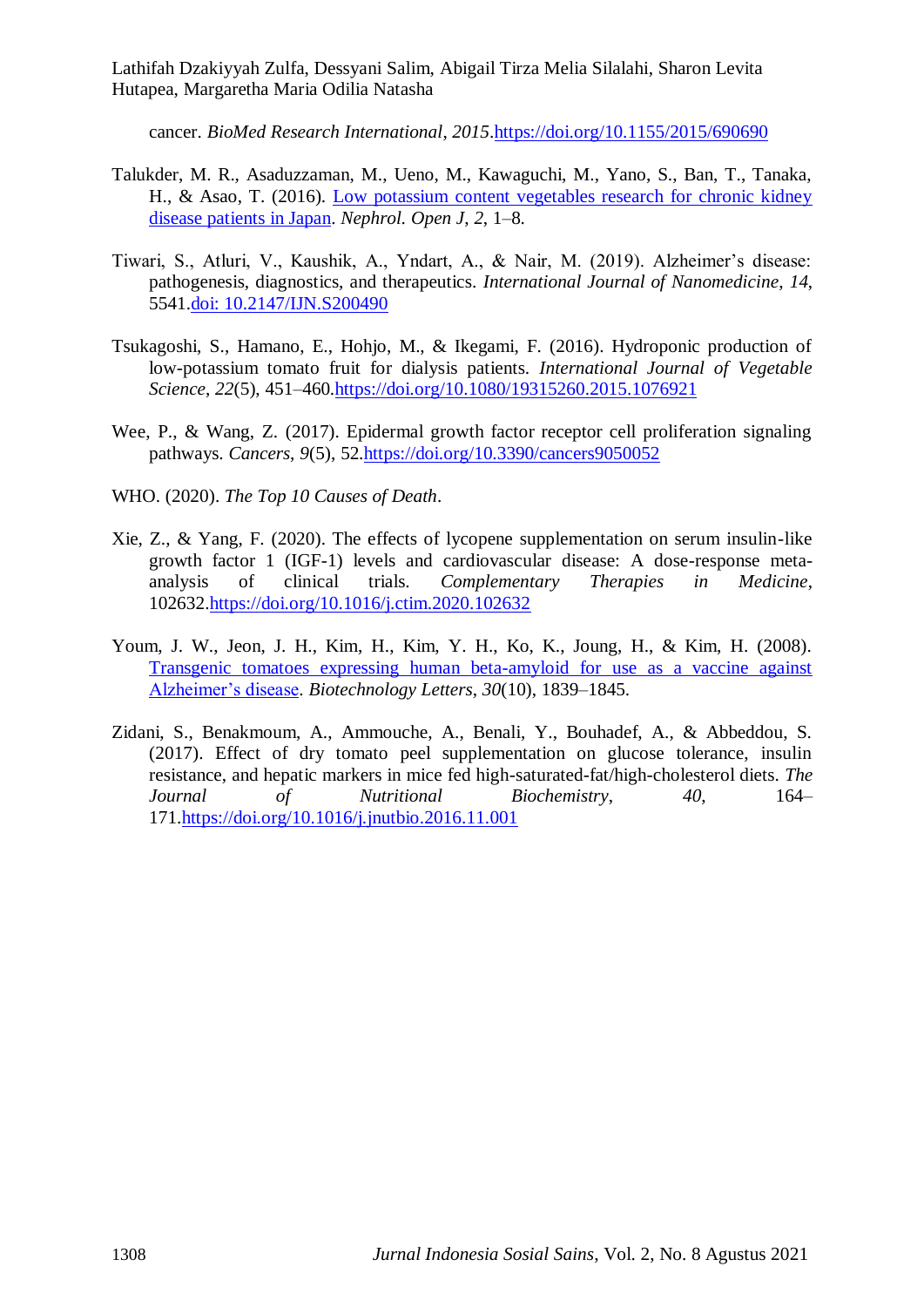cancer. *BioMed Research International*, *2015*.https://doi.org/10.1155/2015/690690

Talukder, M. R., Asaduzzaman, M., Ueno, M., Kawaguchi, M., Yano, S., Ban, T., Tanaka, H., & Asao, T. (2016). Low potassium content vegetables research for chronic kidney disease patients in Japan. *Nephrol. Open J*, *2*, 1–8.

Tiwari, S., Atluri, V., Kaushik, A., Yndart, A., & Nair, M. (2019). Alzheimer's disease: pathogenesis, diagnostics, and therapeutics. *International Journal of Nanomedicine*, *14*, 5541.doi: 10.2147/IJN.S200490

Tsukagoshi, S., Hamano, E., Hohjo, M., & Ikegami, F. (2016). Hydroponic production of low-potassium tomato fruit for dialysis patients. *International Journal of Vegetable Science*, *22*(5), 451–460.https://doi.org/10.1080/19315260.2015.1076921

Wee, P., & Wang, Z. (2017). Epidermal growth factor receptor cell proliferation signaling pathways. *Cancers*, *9*(5), 52.https://doi.org/10.3390/cancers9050052

WHO. (2020). *The Top 10 Causes of Death*.

Xie, Z., & Yang, F. (2020). The effects of lycopene supplementation on serum insulin-like growth factor 1 (IGF-1) levels and cardiovascular disease: A dose-response meta-analysis of clinical trials. *Complementary Therapies in Medicine*, 102632.https://doi.org/10.1016/j.ctim.2020.102632

Youm, J. W., Jeon, J. H., Kim, H., Kim, Y. H., Ko, K., Joung, H., & Kim, H. (2008). Transgenic tomatoes expressing human beta-amyloid for use as a vaccine against Alzheimer's disease. *Biotechnology Letters*, *30*(10), 1839–1845.

Zidani, S., Benakmoum, A., Ammouche, A., Benali, Y., Bouhadef, A., & Abbeddou, S. (2017). Effect of dry tomato peel supplementation on glucose tolerance, insulin resistance, and hepatic markers in mice fed high-saturated-fat/high-cholesterol diets. *The Journal of Nutritional Biochemistry*, *40*, 164–171.https://doi.org/10.1016/j.jnutbio.2016.11.001